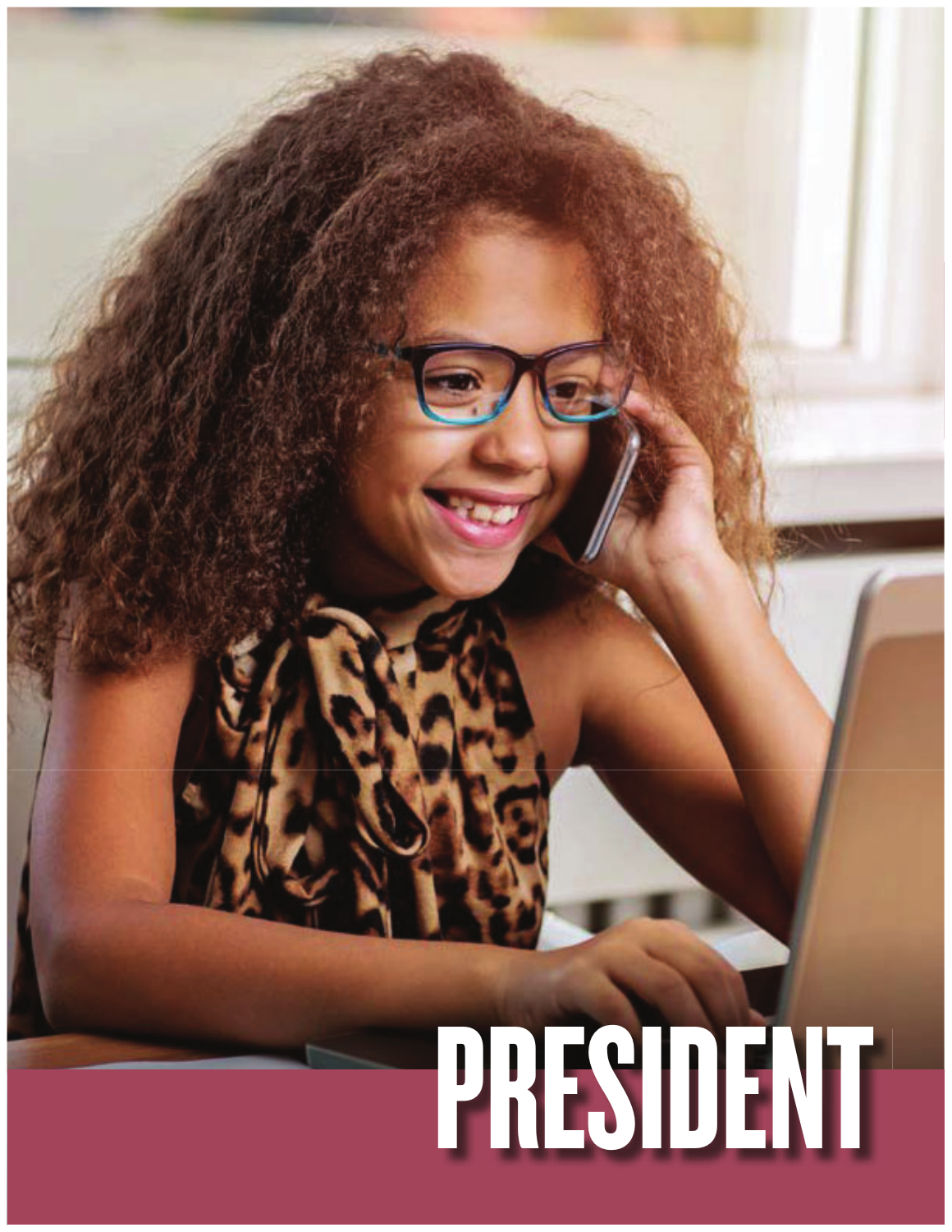# PRESIDENT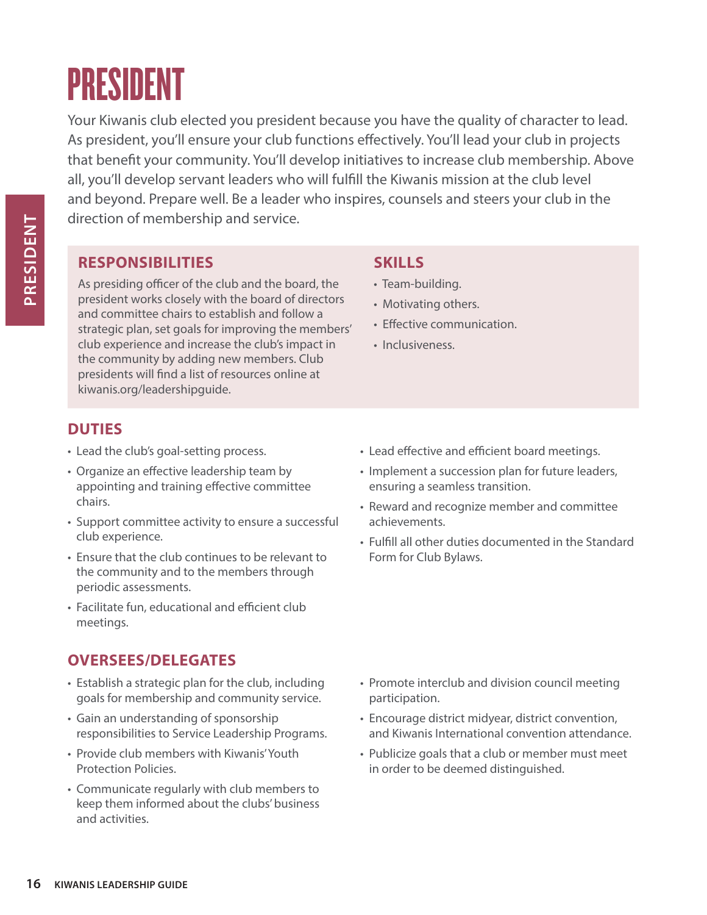# PRESIDENT

Your Kiwanis club elected you president because you have the quality of character to lead. As president, you'll ensure your club functions effectively. You'll lead your club in projects that benefit your community. You'll develop initiatives to increase club membership. Above all, you'll develop servant leaders who will fulfill the Kiwanis mission at the club level and beyond. Prepare well. Be a leader who inspires, counsels and steers your club in the direction of membership and service.

## RESPONSIBILITIES

As presiding officer of the club and the board, the president works closely with the board of directors and committee chairs to establish and follow a strategic plan, set goals for improving the members' club experience and increase the club's impact in the community by adding new members. Club presidents will find a list of resources online at kiwanis.org/leadershipguide.

## SKILLS

- Team-building.
- Motivating others.
- Effective communication.
- Inclusiveness.

## DUTIES

- Lead the club's goal-setting process.
- Organize an effective leadership team by appointing and training effective committee chairs.
- Support committee activity to ensure a successful club experience.
- Ensure that the club continues to be relevant to the community and to the members through periodic assessments.
- Facilitate fun, educational and efficient club meetings.
- Lead effective and efficient board meetings.
- Implement a succession plan for future leaders, ensuring a seamless transition.
- Reward and recognize member and committee achievements.
- Fulfill all other duties documented in the Standard Form for Club Bylaws.

## OVERSEES/DELEGATES

- Establish a strategic plan for the club, including goals for membership and community service.
- Gain an understanding of sponsorship responsibilities to Service Leadership Programs.
- Provide club members with Kiwanis' Youth Protection Policies.
- Communicate regularly with club members to keep them informed about the clubs' business and activities.
- Promote interclub and division council meeting participation.
- Encourage district midyear, district convention, and Kiwanis International convention attendance.
- Publicize goals that a club or member must meet in order to be deemed distinguished.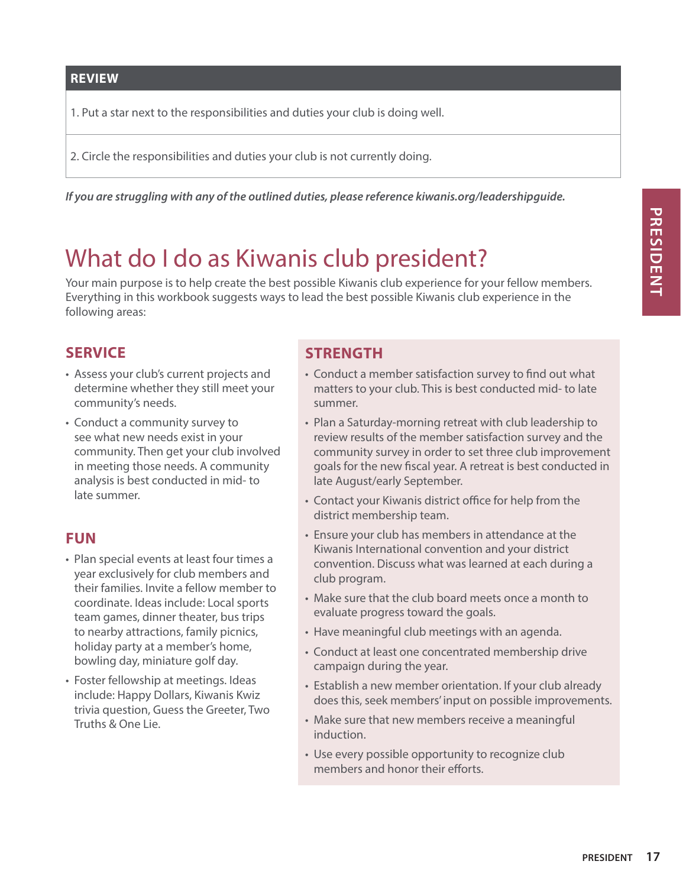## REVIEW

1. Put a star next to the responsibilities and duties your club is doing well.

2. Circle the responsibilities and duties your club is not currently doing.

***If you are struggling with any of the outlined duties, please reference kiwanis.org/leadershipguide.***

# What do I do as Kiwanis club president?

Your main purpose is to help create the best possible Kiwanis club experience for your fellow members. Everything in this workbook suggests ways to lead the best possible Kiwanis club experience in the following areas:

### SERVICE

- Assess your club's current projects and determine whether they still meet your community's needs.
- Conduct a community survey to see what new needs exist in your community. Then get your club involved in meeting those needs. A community analysis is best conducted in mid- to late summer.

### FUN

- Plan special events at least four times a year exclusively for club members and their families. Invite a fellow member to coordinate. Ideas include: Local sports team games, dinner theater, bus trips to nearby attractions, family picnics, holiday party at a member's home, bowling day, miniature golf day.
- Foster fellowship at meetings. Ideas include: Happy Dollars, Kiwanis Kwiz trivia question, Guess the Greeter, Two Truths & One Lie.

### STRENGTH

- Conduct a member satisfaction survey to find out what matters to your club. This is best conducted mid- to late summer.
- Plan a Saturday-morning retreat with club leadership to review results of the member satisfaction survey and the community survey in order to set three club improvement goals for the new fiscal year. A retreat is best conducted in late August/early September.
- Contact your Kiwanis district office for help from the district membership team.
- Ensure your club has members in attendance at the Kiwanis International convention and your district convention. Discuss what was learned at each during a club program.
- Make sure that the club board meets once a month to evaluate progress toward the goals.
- Have meaningful club meetings with an agenda.
- Conduct at least one concentrated membership drive campaign during the year.
- Establish a new member orientation. If your club already does this, seek members' input on possible improvements.
- Make sure that new members receive a meaningful induction.
- Use every possible opportunity to recognize club members and honor their efforts.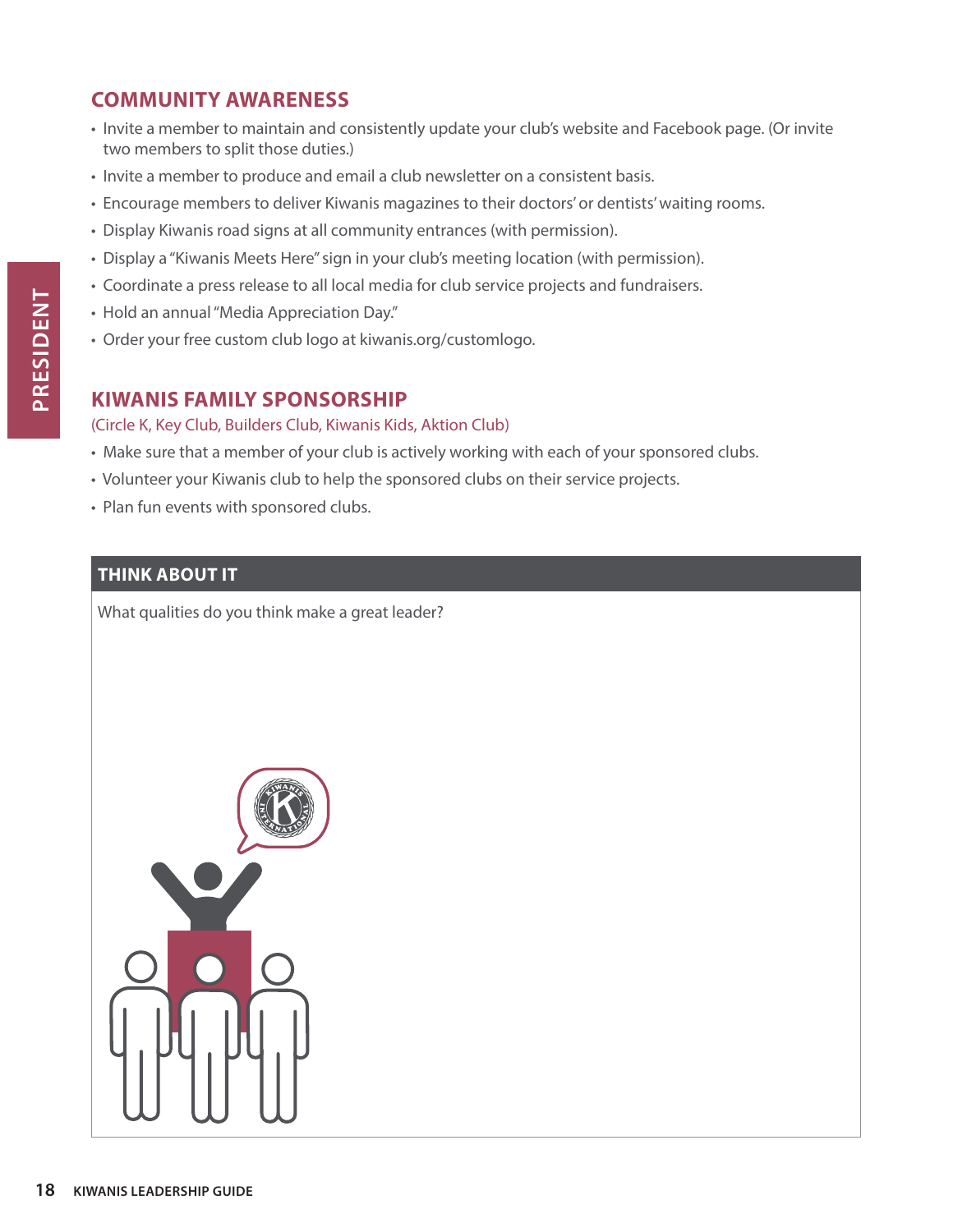## COMMUNITY AWARENESS

- Invite a member to maintain and consistently update your club's website and Facebook page. (Or invite two members to split those duties.)
- Invite a member to produce and email a club newsletter on a consistent basis.
- Encourage members to deliver Kiwanis magazines to their doctors' or dentists' waiting rooms.
- Display Kiwanis road signs at all community entrances (with permission).
- Display a "Kiwanis Meets Here" sign in your club's meeting location (with permission).
- Coordinate a press release to all local media for club service projects and fundraisers.
- Hold an annual "Media Appreciation Day."
- Order your free custom club logo at kiwanis.org/customlogo.

## KIWANIS FAMILY SPONSORSHIP

(Circle K, Key Club, Builders Club, Kiwanis Kids, Aktion Club)

- Make sure that a member of your club is actively working with each of your sponsored clubs.
- Volunteer your Kiwanis club to help the sponsored clubs on their service projects.
- Plan fun events with sponsored clubs.

### THINK ABOUT IT

What qualities do you think make a great leader?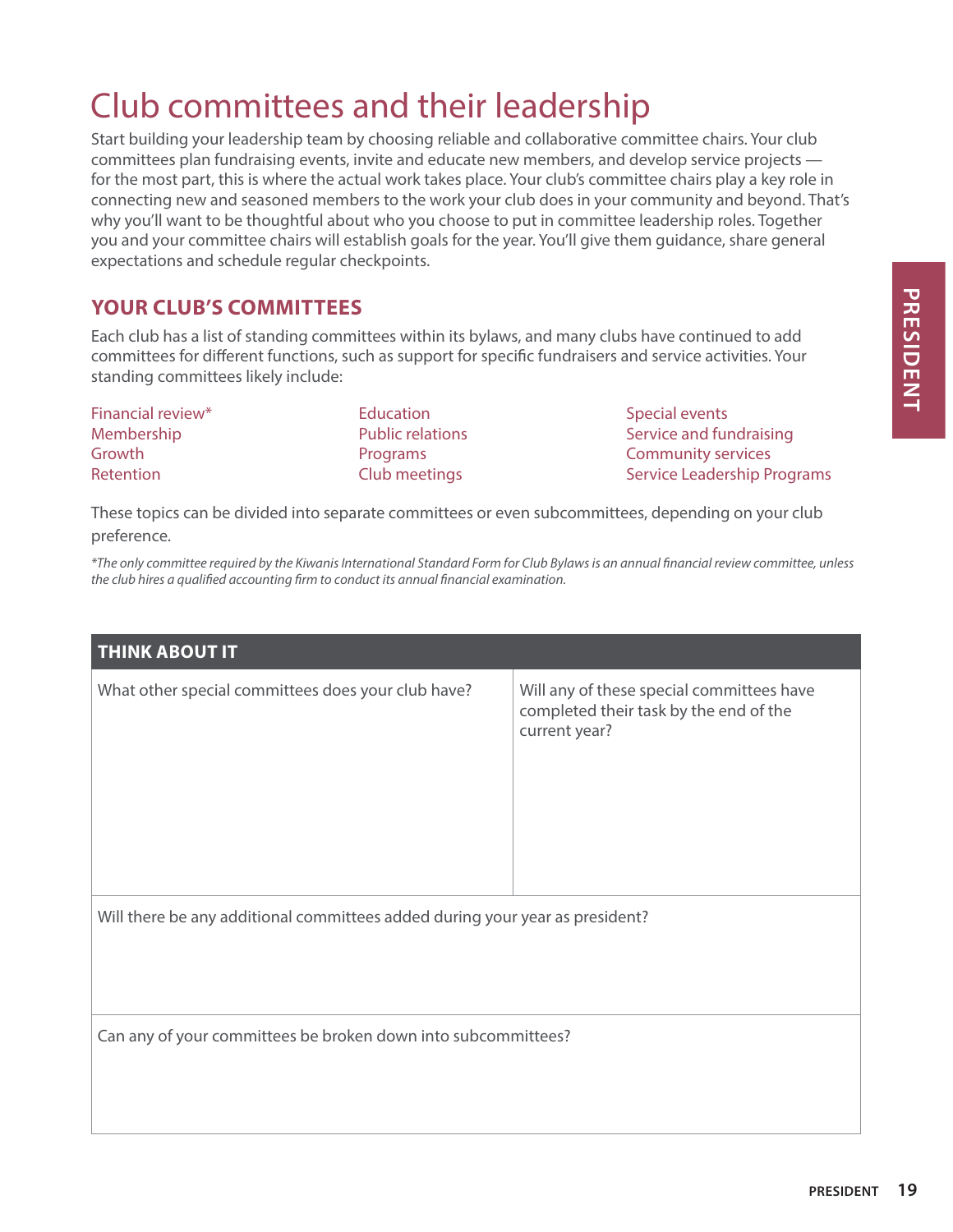# Club committees and their leadership

Start building your leadership team by choosing reliable and collaborative committee chairs. Your club committees plan fundraising events, invite and educate new members, and develop service projects — for the most part, this is where the actual work takes place. Your club's committee chairs play a key role in connecting new and seasoned members to the work your club does in your community and beyond. That's why you'll want to be thoughtful about who you choose to put in committee leadership roles. Together you and your committee chairs will establish goals for the year. You'll give them guidance, share general expectations and schedule regular checkpoints.

## YOUR CLUB'S COMMITTEES

Each club has a list of standing committees within its bylaws, and many clubs have continued to add committees for different functions, such as support for specific fundraisers and service activities. Your standing committees likely include:

- Financial review*
- Membership
- Growth
- Retention
- Education
- Public relations
- Programs
- Club meetings
- Special events
- Service and fundraising
- Community services
- Service Leadership Programs

These topics can be divided into separate committees or even subcommittees, depending on your club preference.

*\*The only committee required by the Kiwanis International Standard Form for Club Bylaws is an annual financial review committee, unless the club hires a qualified accounting firm to conduct its annual financial examination.*

| THINK ABOUT IT | |
|---|---|
| What other special committees does your club have? | Will any of these special committees have completed their task by the end of the current year? |
| Will there be any additional committees added during your year as president? | |
| Can any of your committees be broken down into subcommittees? | |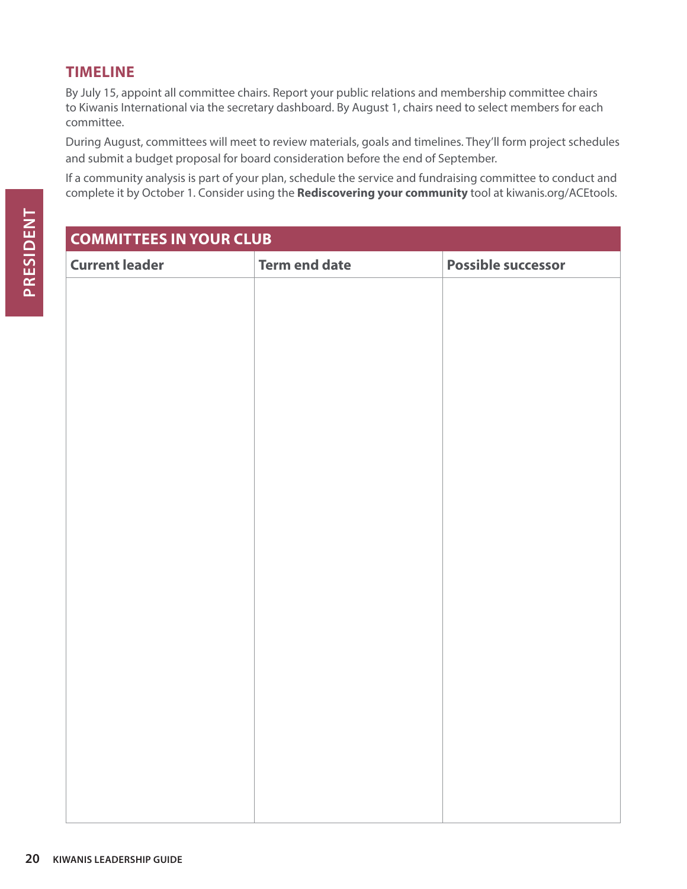## TIMELINE

By July 15, appoint all committee chairs. Report your public relations and membership committee chairs to Kiwanis International via the secretary dashboard. By August 1, chairs need to select members for each committee.

During August, committees will meet to review materials, goals and timelines. They'll form project schedules and submit a budget proposal for board consideration before the end of September.

If a community analysis is part of your plan, schedule the service and fundraising committee to conduct and complete it by October 1. Consider using the **Rediscovering your community** tool at kiwanis.org/ACEtools.

| COMMITTEES IN YOUR CLUB | | |
|---|---|---|
| **Current leader** | **Term end date** | **Possible successor** |
| | | |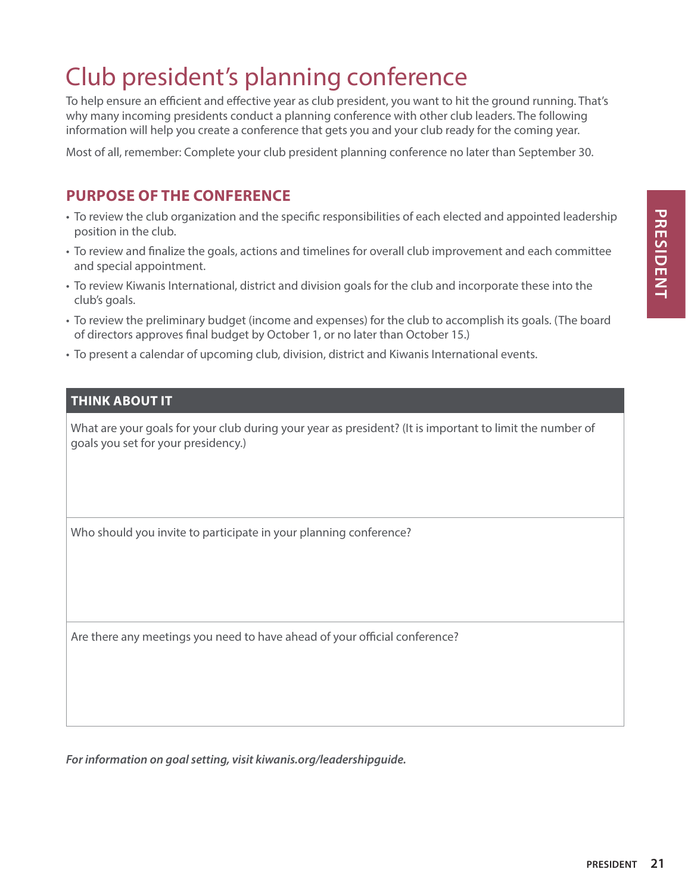# Club president's planning conference

To help ensure an efficient and effective year as club president, you want to hit the ground running. That's why many incoming presidents conduct a planning conference with other club leaders. The following information will help you create a conference that gets you and your club ready for the coming year.

Most of all, remember: Complete your club president planning conference no later than September 30.

## PURPOSE OF THE CONFERENCE

- To review the club organization and the specific responsibilities of each elected and appointed leadership position in the club.
- To review and finalize the goals, actions and timelines for overall club improvement and each committee and special appointment.
- To review Kiwanis International, district and division goals for the club and incorporate these into the club's goals.
- To review the preliminary budget (income and expenses) for the club to accomplish its goals. (The board of directors approves final budget by October 1, or no later than October 15.)
- To present a calendar of upcoming club, division, district and Kiwanis International events.

| THINK ABOUT IT |
| --- |
| What are your goals for your club during your year as president? (It is important to limit the number of goals you set for your presidency.) |
| Who should you invite to participate in your planning conference? |
| Are there any meetings you need to have ahead of your official conference? |

***For information on goal setting, visit kiwanis.org/leadershipguide.***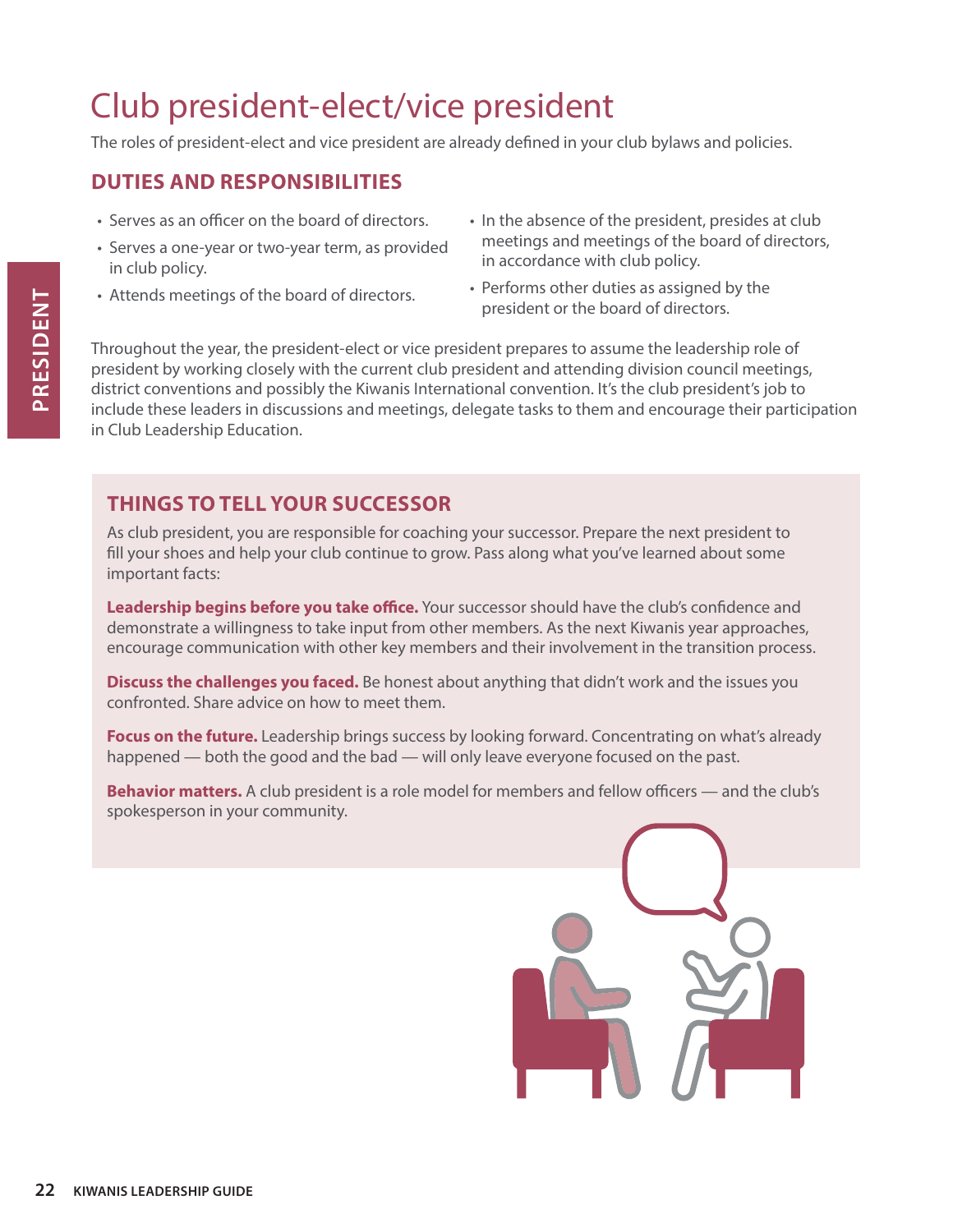# Club president-elect/vice president

The roles of president-elect and vice president are already defined in your club bylaws and policies.

## DUTIES AND RESPONSIBILITIES

- Serves as an officer on the board of directors.
- Serves a one-year or two-year term, as provided in club policy.
- Attends meetings of the board of directors.
- In the absence of the president, presides at club meetings and meetings of the board of directors, in accordance with club policy.
- Performs other duties as assigned by the president or the board of directors.

Throughout the year, the president-elect or vice president prepares to assume the leadership role of president by working closely with the current club president and attending division council meetings, district conventions and possibly the Kiwanis International convention. It's the club president's job to include these leaders in discussions and meetings, delegate tasks to them and encourage their participation in Club Leadership Education.

## THINGS TO TELL YOUR SUCCESSOR

As club president, you are responsible for coaching your successor. Prepare the next president to fill your shoes and help your club continue to grow. Pass along what you've learned about some important facts:

**Leadership begins before you take office.** Your successor should have the club's confidence and demonstrate a willingness to take input from other members. As the next Kiwanis year approaches, encourage communication with other key members and their involvement in the transition process.

**Discuss the challenges you faced.** Be honest about anything that didn't work and the issues you confronted. Share advice on how to meet them.

**Focus on the future.** Leadership brings success by looking forward. Concentrating on what's already happened — both the good and the bad — will only leave everyone focused on the past.

**Behavior matters.** A club president is a role model for members and fellow officers — and the club's spokesperson in your community.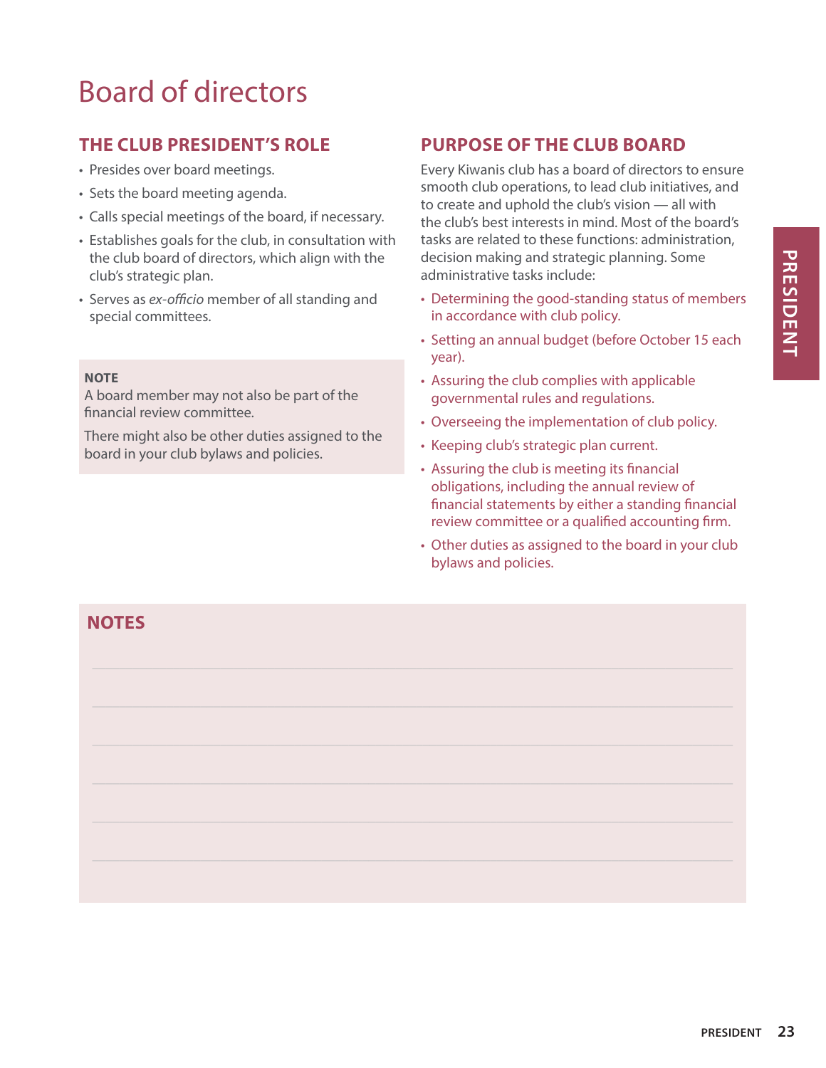# Board of directors

## THE CLUB PRESIDENT'S ROLE

- Presides over board meetings.
- Sets the board meeting agenda.
- Calls special meetings of the board, if necessary.
- Establishes goals for the club, in consultation with the club board of directors, which align with the club's strategic plan.
- Serves as *ex-officio* member of all standing and special committees.

**NOTE**

A board member may not also be part of the financial review committee.

There might also be other duties assigned to the board in your club bylaws and policies.

## PURPOSE OF THE CLUB BOARD

Every Kiwanis club has a board of directors to ensure smooth club operations, to lead club initiatives, and to create and uphold the club's vision — all with the club's best interests in mind. Most of the board's tasks are related to these functions: administration, decision making and strategic planning. Some administrative tasks include:

- Determining the good-standing status of members in accordance with club policy.
- Setting an annual budget (before October 15 each year).
- Assuring the club complies with applicable governmental rules and regulations.
- Overseeing the implementation of club policy.
- Keeping club's strategic plan current.
- Assuring the club is meeting its financial obligations, including the annual review of financial statements by either a standing financial review committee or a qualified accounting firm.
- Other duties as assigned to the board in your club bylaws and policies.

## NOTES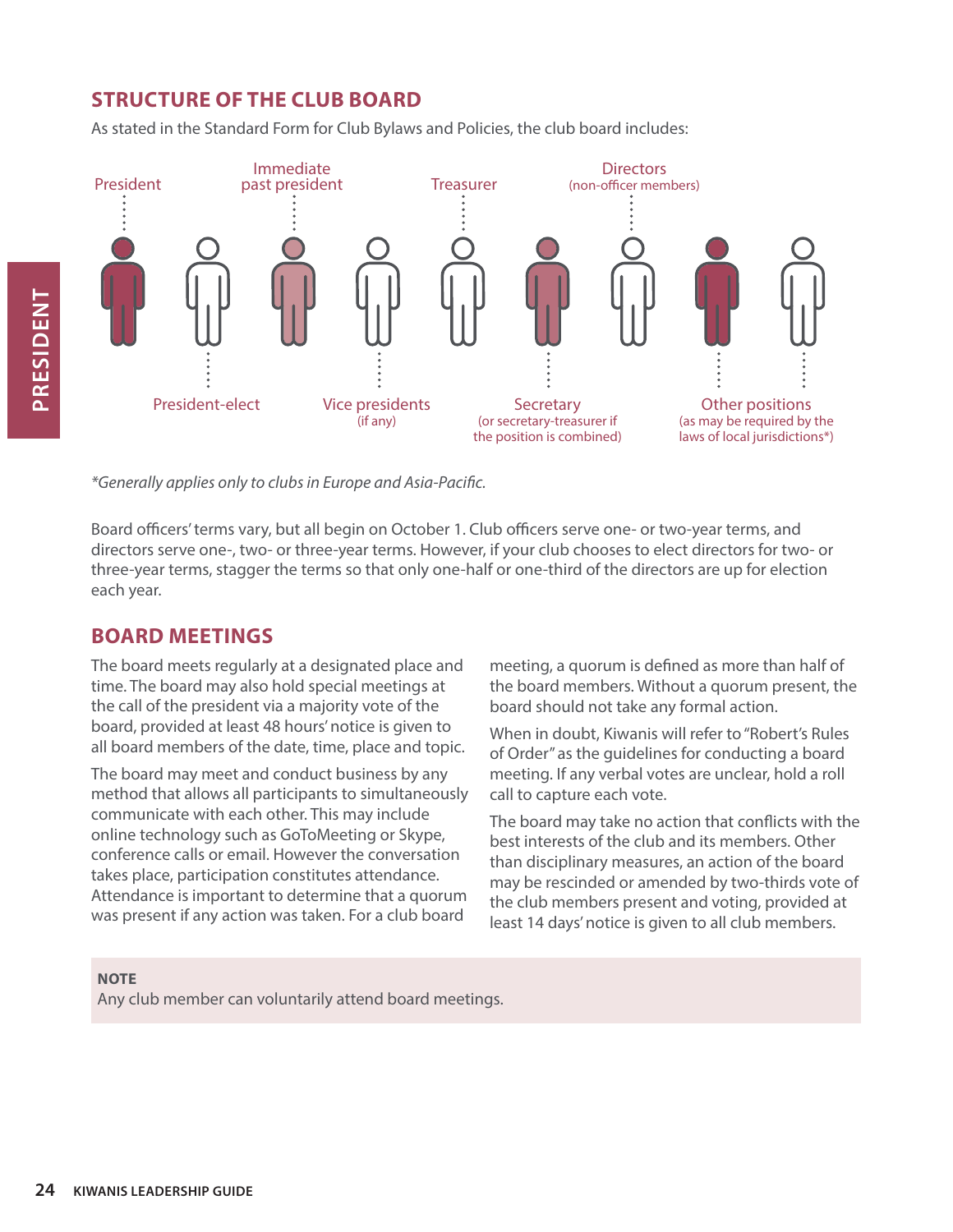## STRUCTURE OF THE CLUB BOARD

As stated in the Standard Form for Club Bylaws and Policies, the club board includes:

- President
- President-elect
- Immediate past president
- Vice presidents (if any)
- Treasurer
- Secretary (or secretary-treasurer if the position is combined)
- Directors (non-officer members)
- Other positions (as may be required by the laws of local jurisdictions*)

*\*Generally applies only to clubs in Europe and Asia-Pacific.*

Board officers' terms vary, but all begin on October 1. Club officers serve one- or two-year terms, and directors serve one-, two- or three-year terms. However, if your club chooses to elect directors for two- or three-year terms, stagger the terms so that only one-half or one-third of the directors are up for election each year.

## BOARD MEETINGS

The board meets regularly at a designated place and time. The board may also hold special meetings at the call of the president via a majority vote of the board, provided at least 48 hours' notice is given to all board members of the date, time, place and topic.

The board may meet and conduct business by any method that allows all participants to simultaneously communicate with each other. This may include online technology such as GoToMeeting or Skype, conference calls or email. However the conversation takes place, participation constitutes attendance. Attendance is important to determine that a quorum was present if any action was taken. For a club board meeting, a quorum is defined as more than half of the board members. Without a quorum present, the board should not take any formal action.

When in doubt, Kiwanis will refer to "Robert's Rules of Order" as the guidelines for conducting a board meeting. If any verbal votes are unclear, hold a roll call to capture each vote.

The board may take no action that conflicts with the best interests of the club and its members. Other than disciplinary measures, an action of the board may be rescinded or amended by two-thirds vote of the club members present and voting, provided at least 14 days' notice is given to all club members.

**NOTE**
Any club member can voluntarily attend board meetings.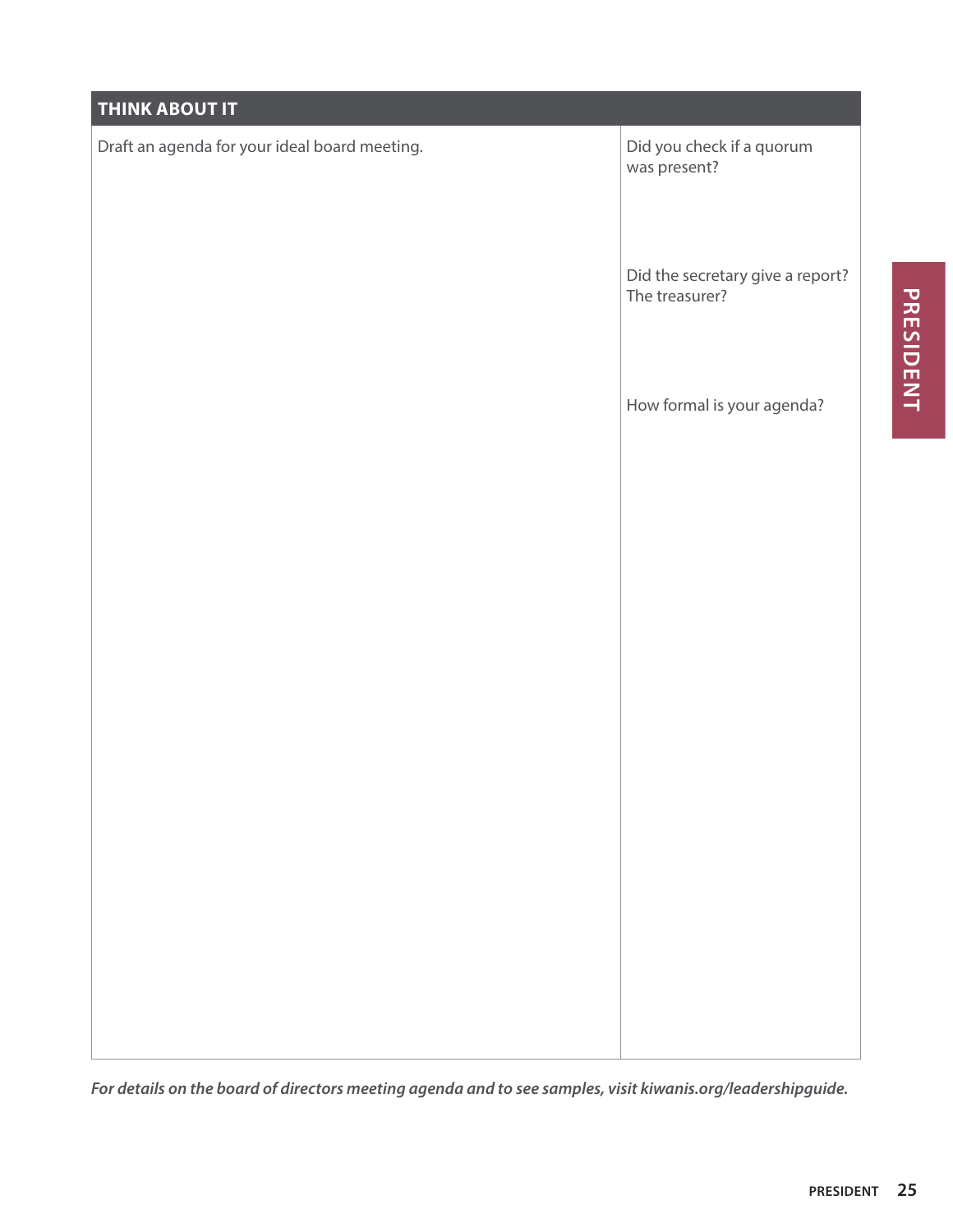## THINK ABOUT IT

| Draft an agenda for your ideal board meeting. | Did you check if a quorum was present?<br><br>Did the secretary give a report? The treasurer?<br><br>How formal is your agenda? |
|---|---|

*For details on the board of directors meeting agenda and to see samples, visit kiwanis.org/leadershipguide.*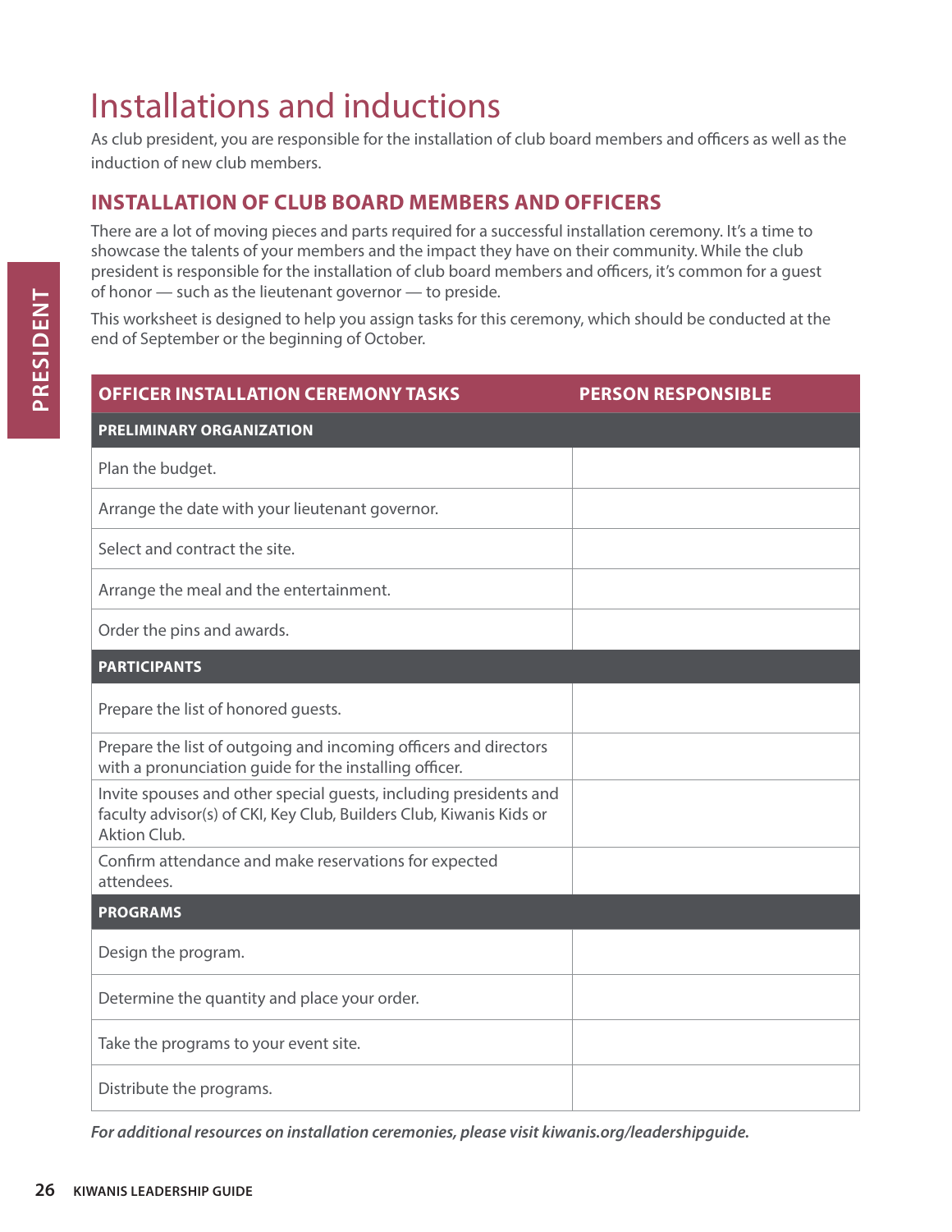# Installations and inductions

As club president, you are responsible for the installation of club board members and officers as well as the induction of new club members.

## INSTALLATION OF CLUB BOARD MEMBERS AND OFFICERS

There are a lot of moving pieces and parts required for a successful installation ceremony. It's a time to showcase the talents of your members and the impact they have on their community. While the club president is responsible for the installation of club board members and officers, it's common for a guest of honor — such as the lieutenant governor — to preside.

This worksheet is designed to help you assign tasks for this ceremony, which should be conducted at the end of September or the beginning of October.

| OFFICER INSTALLATION CEREMONY TASKS | PERSON RESPONSIBLE |
|---|---|
| **PRELIMINARY ORGANIZATION** | |
| Plan the budget. | |
| Arrange the date with your lieutenant governor. | |
| Select and contract the site. | |
| Arrange the meal and the entertainment. | |
| Order the pins and awards. | |
| **PARTICIPANTS** | |
| Prepare the list of honored guests. | |
| Prepare the list of outgoing and incoming officers and directors with a pronunciation guide for the installing officer. | |
| Invite spouses and other special guests, including presidents and faculty advisor(s) of CKI, Key Club, Builders Club, Kiwanis Kids or Aktion Club. | |
| Confirm attendance and make reservations for expected attendees. | |
| **PROGRAMS** | |
| Design the program. | |
| Determine the quantity and place your order. | |
| Take the programs to your event site. | |
| Distribute the programs. | |

***For additional resources on installation ceremonies, please visit kiwanis.org/leadershipguide.***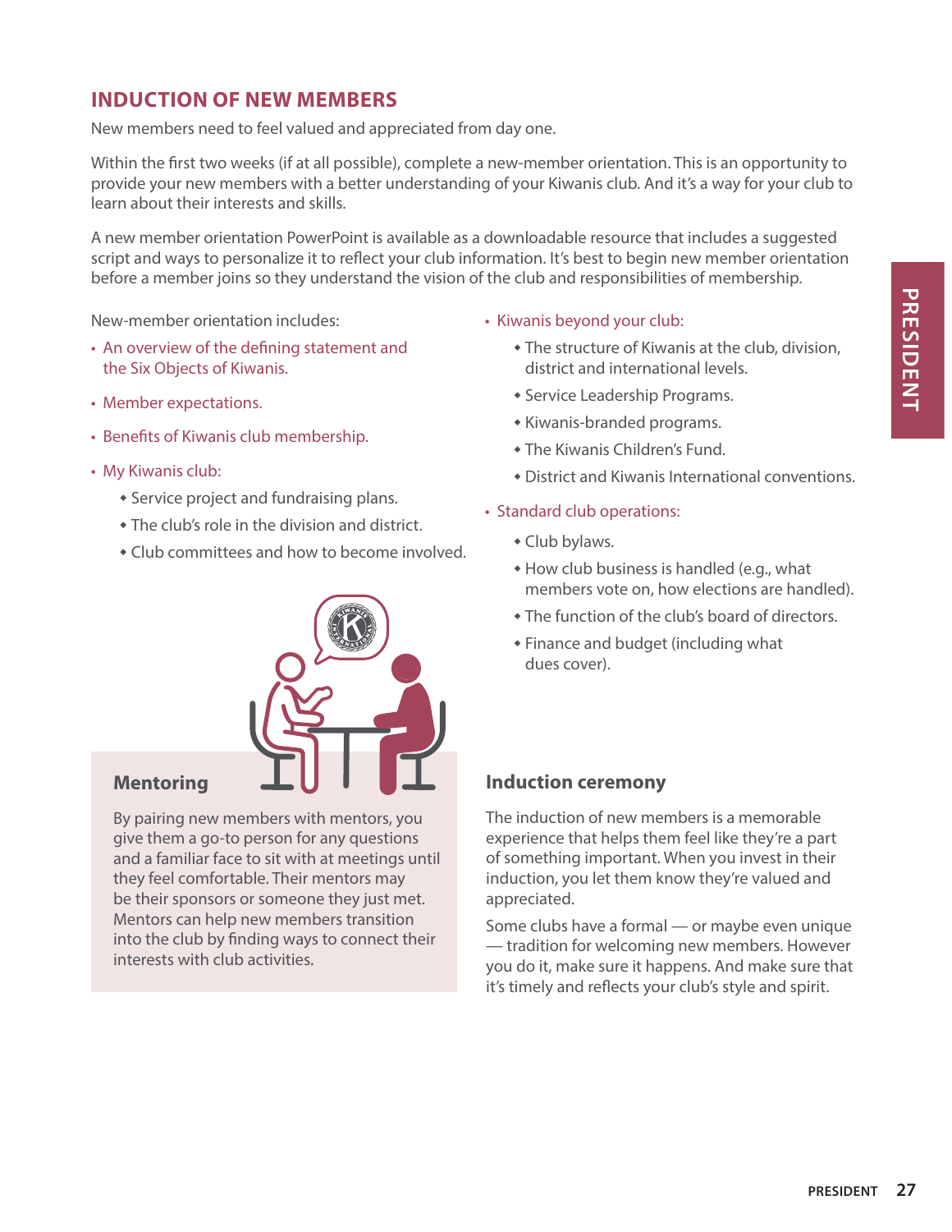## INDUCTION OF NEW MEMBERS

New members need to feel valued and appreciated from day one.

Within the first two weeks (if at all possible), complete a new-member orientation. This is an opportunity to provide your new members with a better understanding of your Kiwanis club. And it's a way for your club to learn about their interests and skills.

A new member orientation PowerPoint is available as a downloadable resource that includes a suggested script and ways to personalize it to reflect your club information. It's best to begin new member orientation before a member joins so they understand the vision of the club and responsibilities of membership.

New-member orientation includes:

- An overview of the defining statement and the Six Objects of Kiwanis.
- Member expectations.
- Benefits of Kiwanis club membership.
- My Kiwanis club:
  - Service project and fundraising plans.
  - The club's role in the division and district.
  - Club committees and how to become involved.
- Kiwanis beyond your club:
  - The structure of Kiwanis at the club, division, district and international levels.
  - Service Leadership Programs.
  - Kiwanis-branded programs.
  - The Kiwanis Children's Fund.
  - District and Kiwanis International conventions.
- Standard club operations:
  - Club bylaws.
  - How club business is handled (e.g., what members vote on, how elections are handled).
  - The function of the club's board of directors.
  - Finance and budget (including what dues cover).

### Mentoring

By pairing new members with mentors, you give them a go-to person for any questions and a familiar face to sit with at meetings until they feel comfortable. Their mentors may be their sponsors or someone they just met. Mentors can help new members transition into the club by finding ways to connect their interests with club activities.

### Induction ceremony

The induction of new members is a memorable experience that helps them feel like they're a part of something important. When you invest in their induction, you let them know they're valued and appreciated.

Some clubs have a formal — or maybe even unique — tradition for welcoming new members. However you do it, make sure it happens. And make sure that it's timely and reflects your club's style and spirit.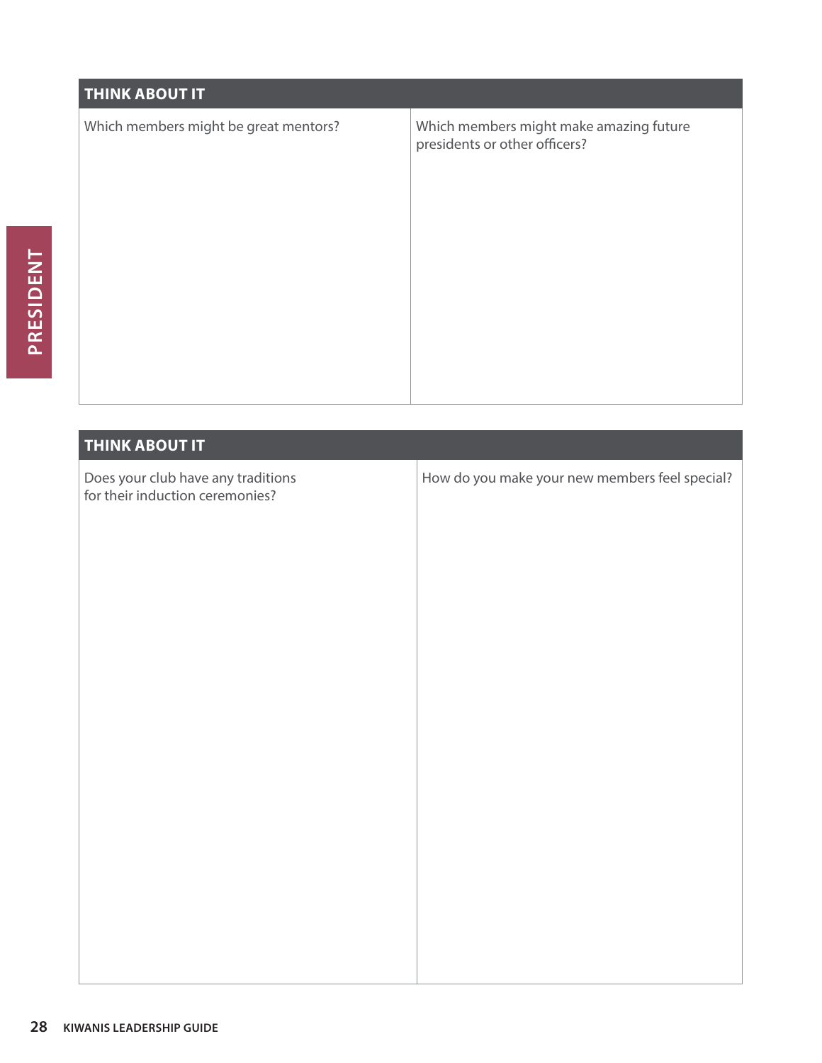## THINK ABOUT IT

| Which members might be great mentors? | Which members might make amazing future presidents or other officers? |
|---|---|
| | |

## THINK ABOUT IT

| Does your club have any traditions for their induction ceremonies? | How do you make your new members feel special? |
|---|---|
| | |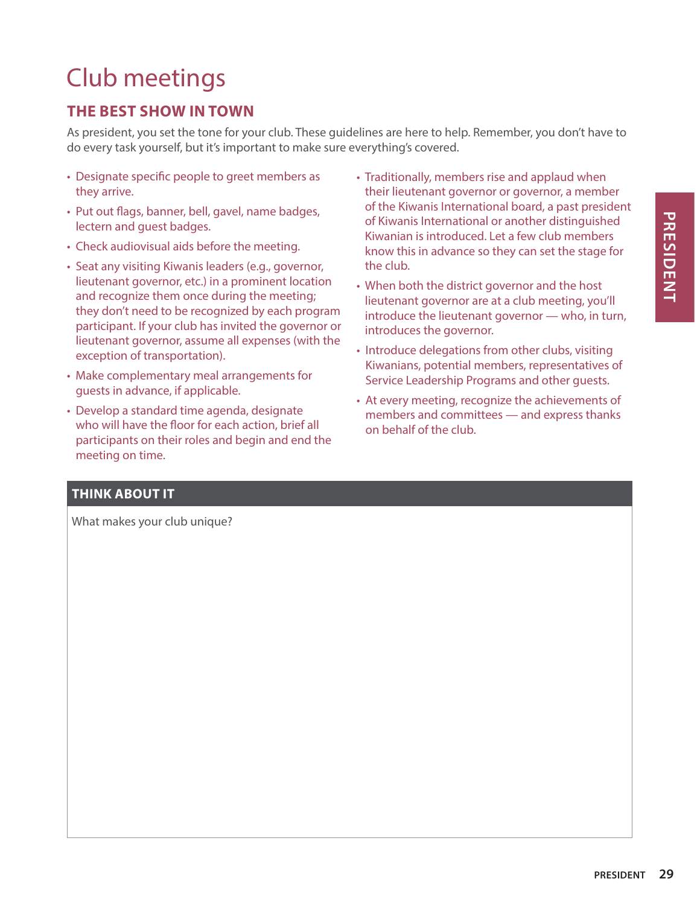# Club meetings

## THE BEST SHOW IN TOWN

As president, you set the tone for your club. These guidelines are here to help. Remember, you don't have to do every task yourself, but it's important to make sure everything's covered.

- Designate specific people to greet members as they arrive.
- Put out flags, banner, bell, gavel, name badges, lectern and guest badges.
- Check audiovisual aids before the meeting.
- Seat any visiting Kiwanis leaders (e.g., governor, lieutenant governor, etc.) in a prominent location and recognize them once during the meeting; they don't need to be recognized by each program participant. If your club has invited the governor or lieutenant governor, assume all expenses (with the exception of transportation).
- Make complementary meal arrangements for guests in advance, if applicable.
- Develop a standard time agenda, designate who will have the floor for each action, brief all participants on their roles and begin and end the meeting on time.
- Traditionally, members rise and applaud when their lieutenant governor or governor, a member of the Kiwanis International board, a past president of Kiwanis International or another distinguished Kiwanian is introduced. Let a few club members know this in advance so they can set the stage for the club.
- When both the district governor and the host lieutenant governor are at a club meeting, you'll introduce the lieutenant governor — who, in turn, introduces the governor.
- Introduce delegations from other clubs, visiting Kiwanians, potential members, representatives of Service Leadership Programs and other guests.
- At every meeting, recognize the achievements of members and committees — and express thanks on behalf of the club.

### THINK ABOUT IT

What makes your club unique?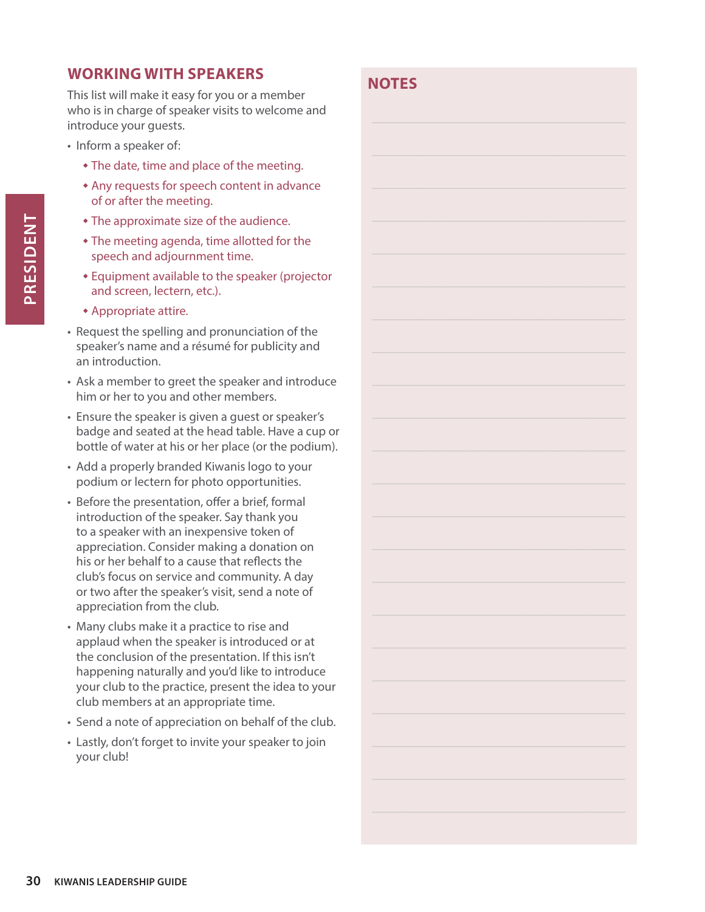## WORKING WITH SPEAKERS

This list will make it easy for you or a member who is in charge of speaker visits to welcome and introduce your guests.

- Inform a speaker of:
  - The date, time and place of the meeting.
  - Any requests for speech content in advance of or after the meeting.
  - The approximate size of the audience.
  - The meeting agenda, time allotted for the speech and adjournment time.
  - Equipment available to the speaker (projector and screen, lectern, etc.).
  - Appropriate attire.
- Request the spelling and pronunciation of the speaker's name and a résumé for publicity and an introduction.
- Ask a member to greet the speaker and introduce him or her to you and other members.
- Ensure the speaker is given a guest or speaker's badge and seated at the head table. Have a cup or bottle of water at his or her place (or the podium).
- Add a properly branded Kiwanis logo to your podium or lectern for photo opportunities.
- Before the presentation, offer a brief, formal introduction of the speaker. Say thank you to a speaker with an inexpensive token of appreciation. Consider making a donation on his or her behalf to a cause that reflects the club's focus on service and community. A day or two after the speaker's visit, send a note of appreciation from the club.
- Many clubs make it a practice to rise and applaud when the speaker is introduced or at the conclusion of the presentation. If this isn't happening naturally and you'd like to introduce your club to the practice, present the idea to your club members at an appropriate time.
- Send a note of appreciation on behalf of the club.
- Lastly, don't forget to invite your speaker to join your club!

## NOTES